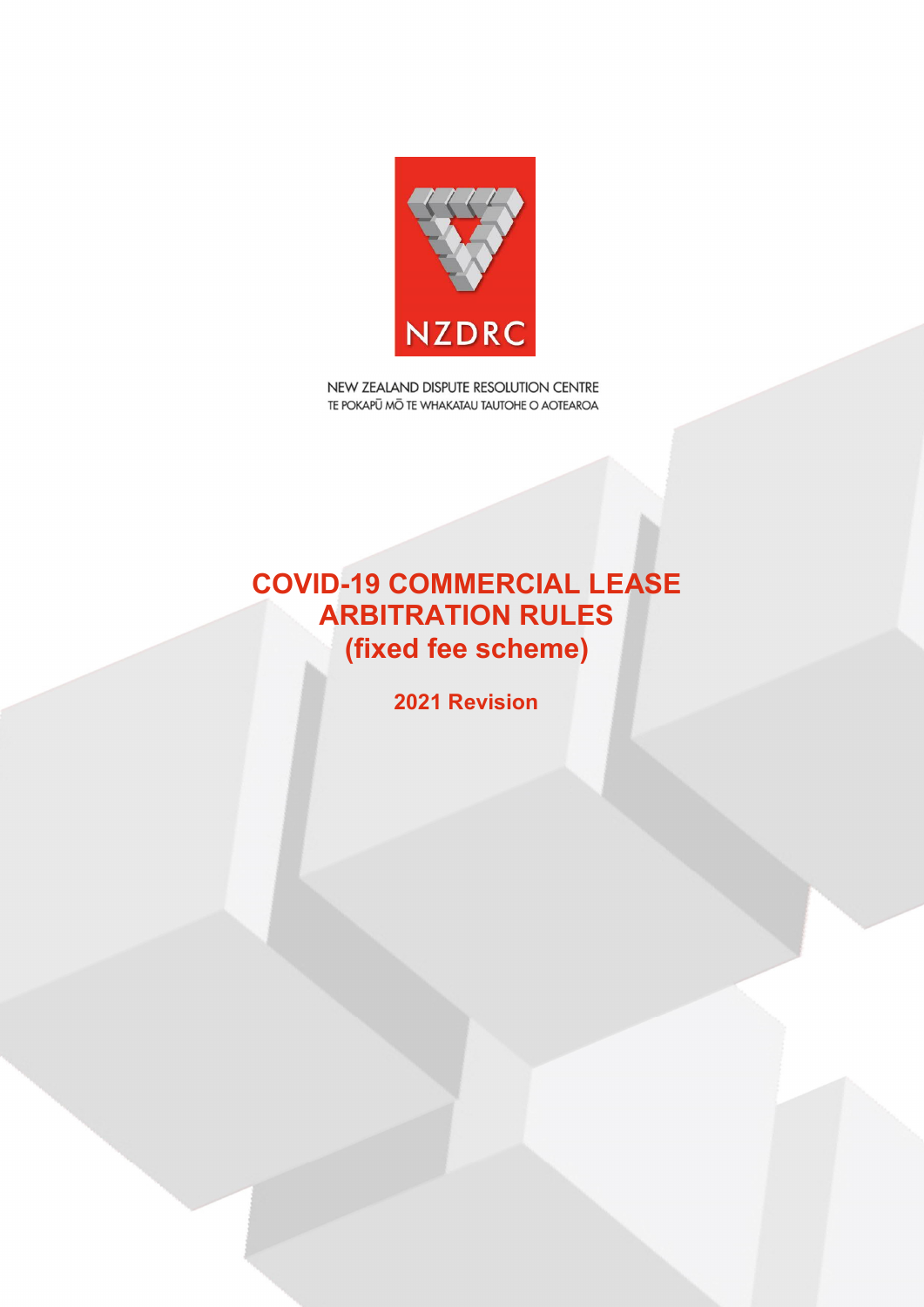NZDRC

NEW ZEALAND DISPUTE RESOLUTION CENTRE
TE POKAPŪ MŌ TE WHAKATAU TAUTOHE O AOTEAROA

# COVID-19 COMMERCIAL LEASE ARBITRATION RULES (fixed fee scheme)

**2021 Revision**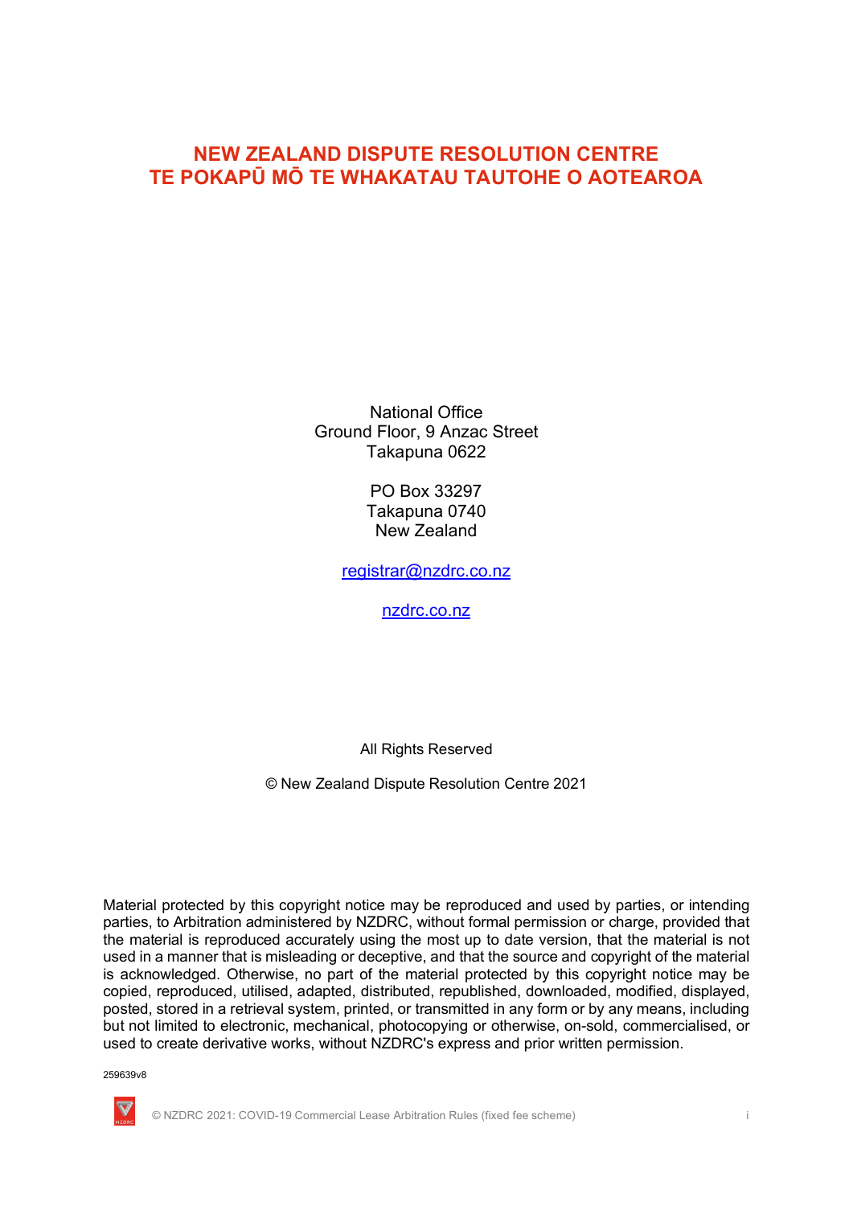# NEW ZEALAND DISPUTE RESOLUTION CENTRE
# TE POKAPŪ MŌ TE WHAKATAU TAUTOHE O AOTEAROA

National Office
Ground Floor, 9 Anzac Street
Takapuna 0622

PO Box 33297
Takapuna 0740
New Zealand

registrar@nzdrc.co.nz

nzdrc.co.nz

All Rights Reserved

© New Zealand Dispute Resolution Centre 2021

Material protected by this copyright notice may be reproduced and used by parties, or intending parties, to Arbitration administered by NZDRC, without formal permission or charge, provided that the material is reproduced accurately using the most up to date version, that the material is not used in a manner that is misleading or deceptive, and that the source and copyright of the material is acknowledged. Otherwise, no part of the material protected by this copyright notice may be copied, reproduced, utilised, adapted, distributed, republished, downloaded, modified, displayed, posted, stored in a retrieval system, printed, or transmitted in any form or by any means, including but not limited to electronic, mechanical, photocopying or otherwise, on-sold, commercialised, or used to create derivative works, without NZDRC's express and prior written permission.

259639v8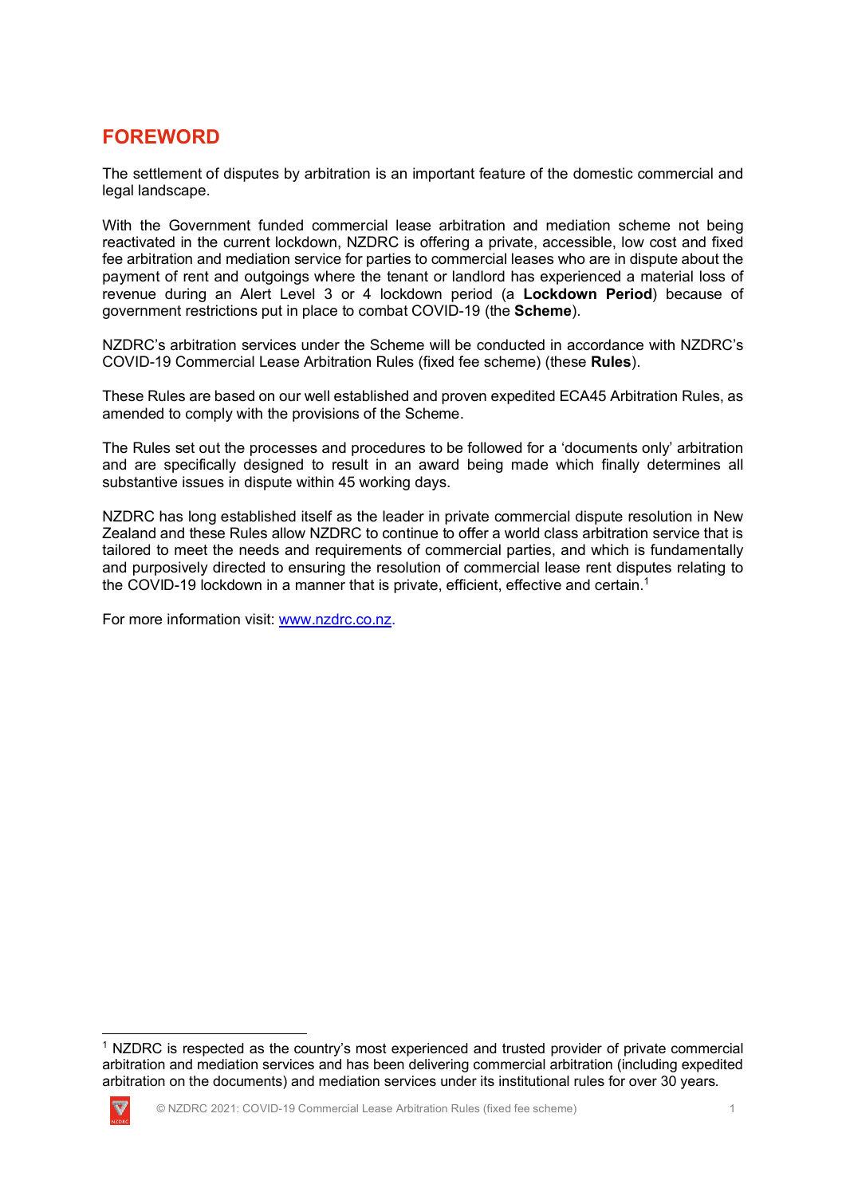# FOREWORD

The settlement of disputes by arbitration is an important feature of the domestic commercial and legal landscape.

With the Government funded commercial lease arbitration and mediation scheme not being reactivated in the current lockdown, NZDRC is offering a private, accessible, low cost and fixed fee arbitration and mediation service for parties to commercial leases who are in dispute about the payment of rent and outgoings where the tenant or landlord has experienced a material loss of revenue during an Alert Level 3 or 4 lockdown period (a **Lockdown Period**) because of government restrictions put in place to combat COVID-19 (the **Scheme**).

NZDRC's arbitration services under the Scheme will be conducted in accordance with NZDRC's COVID-19 Commercial Lease Arbitration Rules (fixed fee scheme) (these **Rules**).

These Rules are based on our well established and proven expedited ECA45 Arbitration Rules, as amended to comply with the provisions of the Scheme.

The Rules set out the processes and procedures to be followed for a 'documents only' arbitration and are specifically designed to result in an award being made which finally determines all substantive issues in dispute within 45 working days.

NZDRC has long established itself as the leader in private commercial dispute resolution in New Zealand and these Rules allow NZDRC to continue to offer a world class arbitration service that is tailored to meet the needs and requirements of commercial parties, and which is fundamentally and purposively directed to ensuring the resolution of commercial lease rent disputes relating to the COVID-19 lockdown in a manner that is private, efficient, effective and certain.[1]

For more information visit: [www.nzdrc.co.nz](http://www.nzdrc.co.nz).

---

[1] NZDRC is respected as the country's most experienced and trusted provider of private commercial arbitration and mediation services and has been delivering commercial arbitration (including expedited arbitration on the documents) and mediation services under its institutional rules for over 30 years.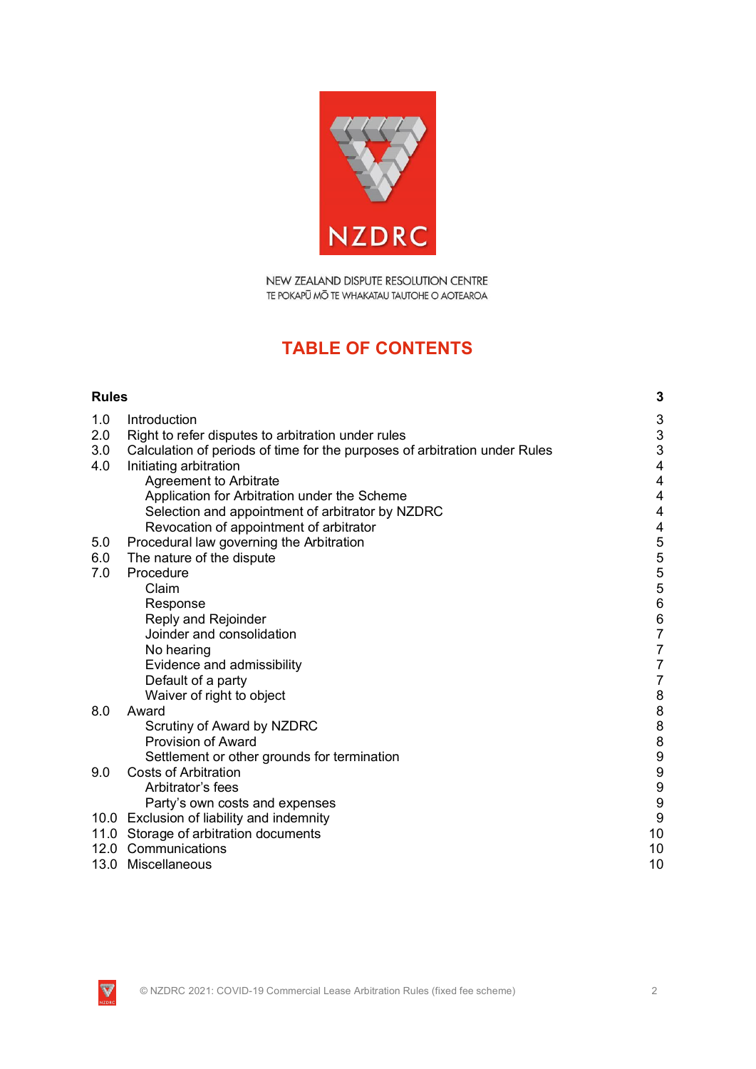NEW ZEALAND DISPUTE RESOLUTION CENTRE
TE POKAPŪ MŌ TE WHAKATAU TAUTOHE O AOTEAROA

# TABLE OF CONTENTS

| | | |
|---|---|---|
| **Rules** | | **3** |
| 1.0 | Introduction | 3 |
| 2.0 | Right to refer disputes to arbitration under rules | 3 |
| 3.0 | Calculation of periods of time for the purposes of arbitration under Rules | 3 |
| 4.0 | Initiating arbitration | 4 |
| | Agreement to Arbitrate | 4 |
| | Application for Arbitration under the Scheme | 4 |
| | Selection and appointment of arbitrator by NZDRC | 4 |
| | Revocation of appointment of arbitrator | 4 |
| 5.0 | Procedural law governing the Arbitration | 5 |
| 6.0 | The nature of the dispute | 5 |
| 7.0 | Procedure | 5 |
| | Claim | 5 |
| | Response | 6 |
| | Reply and Rejoinder | 6 |
| | Joinder and consolidation | 7 |
| | No hearing | 7 |
| | Evidence and admissibility | 7 |
| | Default of a party | 7 |
| | Waiver of right to object | 8 |
| 8.0 | Award | 8 |
| | Scrutiny of Award by NZDRC | 8 |
| | Provision of Award | 8 |
| | Settlement or other grounds for termination | 9 |
| 9.0 | Costs of Arbitration | 9 |
| | Arbitrator's fees | 9 |
| | Party's own costs and expenses | 9 |
| 10.0 | Exclusion of liability and indemnity | 9 |
| 11.0 | Storage of arbitration documents | 10 |
| 12.0 | Communications | 10 |
| 13.0 | Miscellaneous | 10 |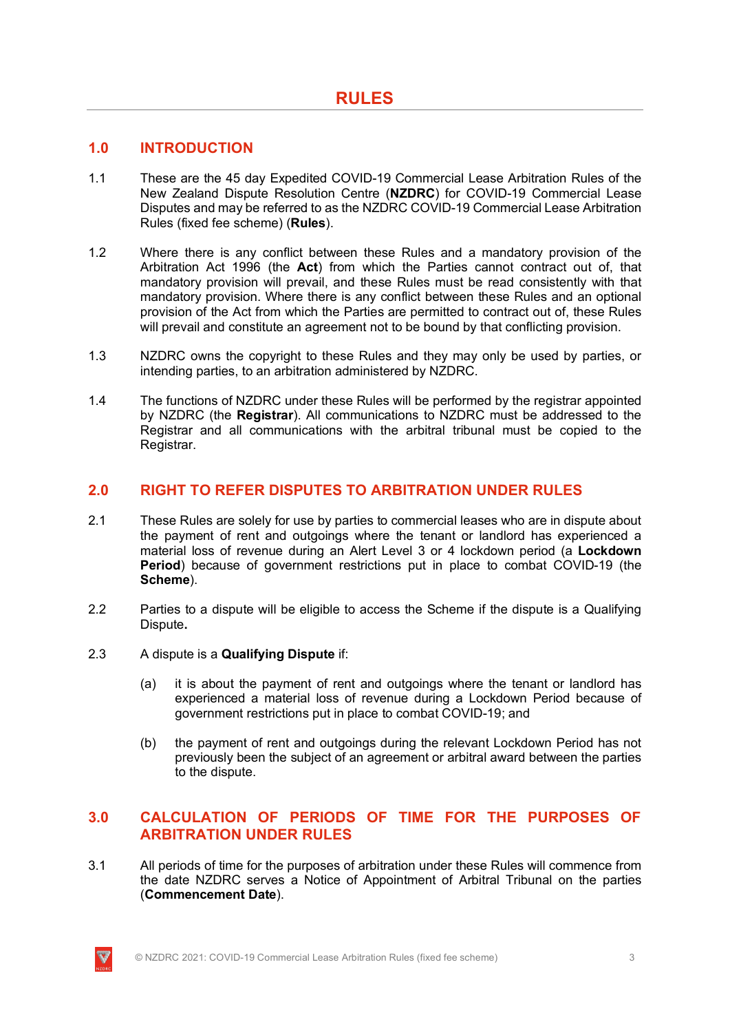# RULES

## 1.0 INTRODUCTION

1.1 These are the 45 day Expedited COVID-19 Commercial Lease Arbitration Rules of the New Zealand Dispute Resolution Centre (**NZDRC**) for COVID-19 Commercial Lease Disputes and may be referred to as the NZDRC COVID-19 Commercial Lease Arbitration Rules (fixed fee scheme) (**Rules**).

1.2 Where there is any conflict between these Rules and a mandatory provision of the Arbitration Act 1996 (the **Act**) from which the Parties cannot contract out of, that mandatory provision will prevail, and these Rules must be read consistently with that mandatory provision. Where there is any conflict between these Rules and an optional provision of the Act from which the Parties are permitted to contract out of, these Rules will prevail and constitute an agreement not to be bound by that conflicting provision.

1.3 NZDRC owns the copyright to these Rules and they may only be used by parties, or intending parties, to an arbitration administered by NZDRC.

1.4 The functions of NZDRC under these Rules will be performed by the registrar appointed by NZDRC (the **Registrar**). All communications to NZDRC must be addressed to the Registrar and all communications with the arbitral tribunal must be copied to the Registrar.

## 2.0 RIGHT TO REFER DISPUTES TO ARBITRATION UNDER RULES

2.1 These Rules are solely for use by parties to commercial leases who are in dispute about the payment of rent and outgoings where the tenant or landlord has experienced a material loss of revenue during an Alert Level 3 or 4 lockdown period (a **Lockdown Period**) because of government restrictions put in place to combat COVID-19 (the **Scheme**).

2.2 Parties to a dispute will be eligible to access the Scheme if the dispute is a Qualifying Dispute**.**

2.3 A dispute is a **Qualifying Dispute** if:

(a) it is about the payment of rent and outgoings where the tenant or landlord has experienced a material loss of revenue during a Lockdown Period because of government restrictions put in place to combat COVID-19; and

(b) the payment of rent and outgoings during the relevant Lockdown Period has not previously been the subject of an agreement or arbitral award between the parties to the dispute.

## 3.0 CALCULATION OF PERIODS OF TIME FOR THE PURPOSES OF ARBITRATION UNDER RULES

3.1 All periods of time for the purposes of arbitration under these Rules will commence from the date NZDRC serves a Notice of Appointment of Arbitral Tribunal on the parties (**Commencement Date**).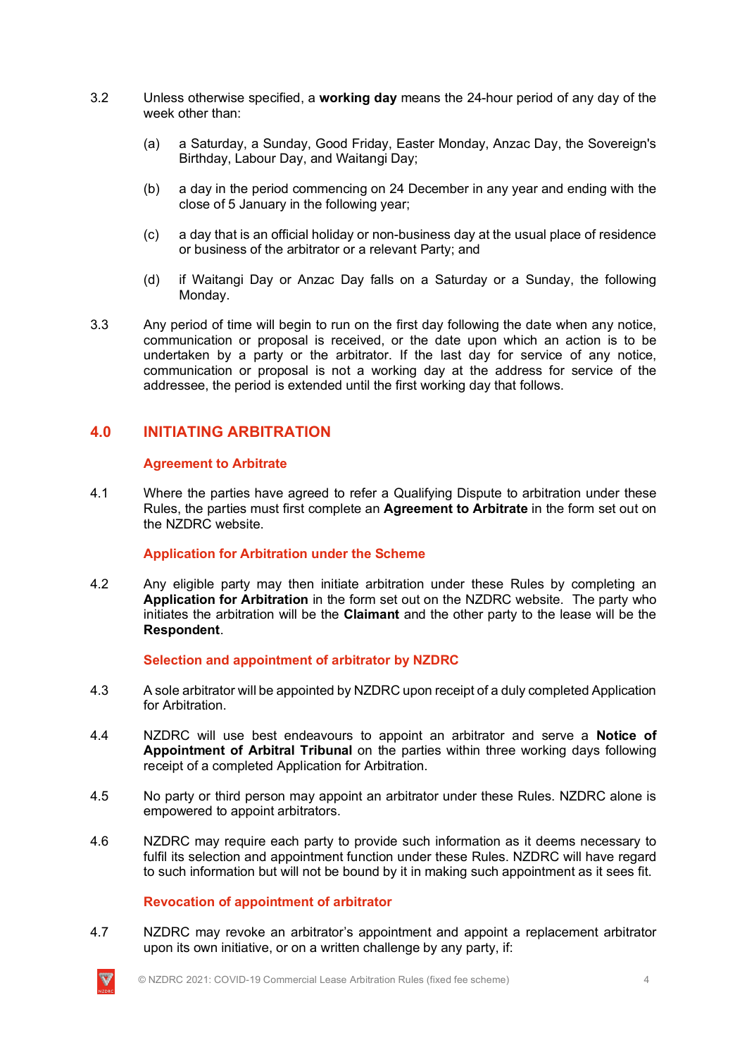3.2 Unless otherwise specified, a **working day** means the 24-hour period of any day of the week other than:

(a) a Saturday, a Sunday, Good Friday, Easter Monday, Anzac Day, the Sovereign's Birthday, Labour Day, and Waitangi Day;

(b) a day in the period commencing on 24 December in any year and ending with the close of 5 January in the following year;

(c) a day that is an official holiday or non-business day at the usual place of residence or business of the arbitrator or a relevant Party; and

(d) if Waitangi Day or Anzac Day falls on a Saturday or a Sunday, the following Monday.

3.3 Any period of time will begin to run on the first day following the date when any notice, communication or proposal is received, or the date upon which an action is to be undertaken by a party or the arbitrator. If the last day for service of any notice, communication or proposal is not a working day at the address for service of the addressee, the period is extended until the first working day that follows.

## 4.0 INITIATING ARBITRATION

### Agreement to Arbitrate

4.1 Where the parties have agreed to refer a Qualifying Dispute to arbitration under these Rules, the parties must first complete an **Agreement to Arbitrate** in the form set out on the NZDRC website.

### Application for Arbitration under the Scheme

4.2 Any eligible party may then initiate arbitration under these Rules by completing an **Application for Arbitration** in the form set out on the NZDRC website. The party who initiates the arbitration will be the **Claimant** and the other party to the lease will be the **Respondent**.

### Selection and appointment of arbitrator by NZDRC

4.3 A sole arbitrator will be appointed by NZDRC upon receipt of a duly completed Application for Arbitration.

4.4 NZDRC will use best endeavours to appoint an arbitrator and serve a **Notice of Appointment of Arbitral Tribunal** on the parties within three working days following receipt of a completed Application for Arbitration.

4.5 No party or third person may appoint an arbitrator under these Rules. NZDRC alone is empowered to appoint arbitrators.

4.6 NZDRC may require each party to provide such information as it deems necessary to fulfil its selection and appointment function under these Rules. NZDRC will have regard to such information but will not be bound by it in making such appointment as it sees fit.

### Revocation of appointment of arbitrator

4.7 NZDRC may revoke an arbitrator's appointment and appoint a replacement arbitrator upon its own initiative, or on a written challenge by any party, if: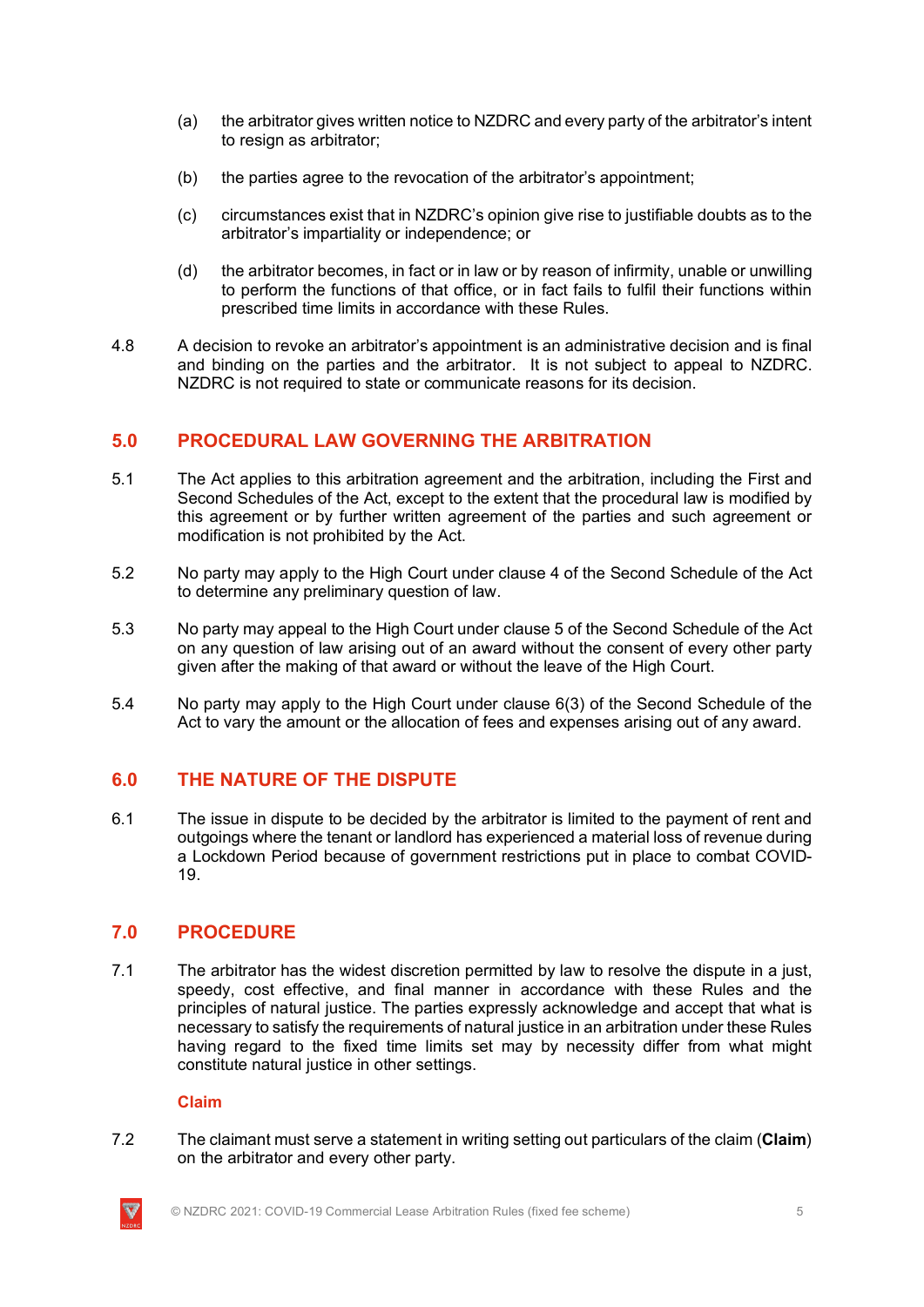(a) the arbitrator gives written notice to NZDRC and every party of the arbitrator's intent to resign as arbitrator;

(b) the parties agree to the revocation of the arbitrator's appointment;

(c) circumstances exist that in NZDRC's opinion give rise to justifiable doubts as to the arbitrator's impartiality or independence; or

(d) the arbitrator becomes, in fact or in law or by reason of infirmity, unable or unwilling to perform the functions of that office, or in fact fails to fulfil their functions within prescribed time limits in accordance with these Rules.

4.8 A decision to revoke an arbitrator's appointment is an administrative decision and is final and binding on the parties and the arbitrator. It is not subject to appeal to NZDRC. NZDRC is not required to state or communicate reasons for its decision.

## 5.0 PROCEDURAL LAW GOVERNING THE ARBITRATION

5.1 The Act applies to this arbitration agreement and the arbitration, including the First and Second Schedules of the Act, except to the extent that the procedural law is modified by this agreement or by further written agreement of the parties and such agreement or modification is not prohibited by the Act.

5.2 No party may apply to the High Court under clause 4 of the Second Schedule of the Act to determine any preliminary question of law.

5.3 No party may appeal to the High Court under clause 5 of the Second Schedule of the Act on any question of law arising out of an award without the consent of every other party given after the making of that award or without the leave of the High Court.

5.4 No party may apply to the High Court under clause 6(3) of the Second Schedule of the Act to vary the amount or the allocation of fees and expenses arising out of any award.

## 6.0 THE NATURE OF THE DISPUTE

6.1 The issue in dispute to be decided by the arbitrator is limited to the payment of rent and outgoings where the tenant or landlord has experienced a material loss of revenue during a Lockdown Period because of government restrictions put in place to combat COVID-19.

## 7.0 PROCEDURE

7.1 The arbitrator has the widest discretion permitted by law to resolve the dispute in a just, speedy, cost effective, and final manner in accordance with these Rules and the principles of natural justice. The parties expressly acknowledge and accept that what is necessary to satisfy the requirements of natural justice in an arbitration under these Rules having regard to the fixed time limits set may by necessity differ from what might constitute natural justice in other settings.

### Claim

7.2 The claimant must serve a statement in writing setting out particulars of the claim (**Claim**) on the arbitrator and every other party.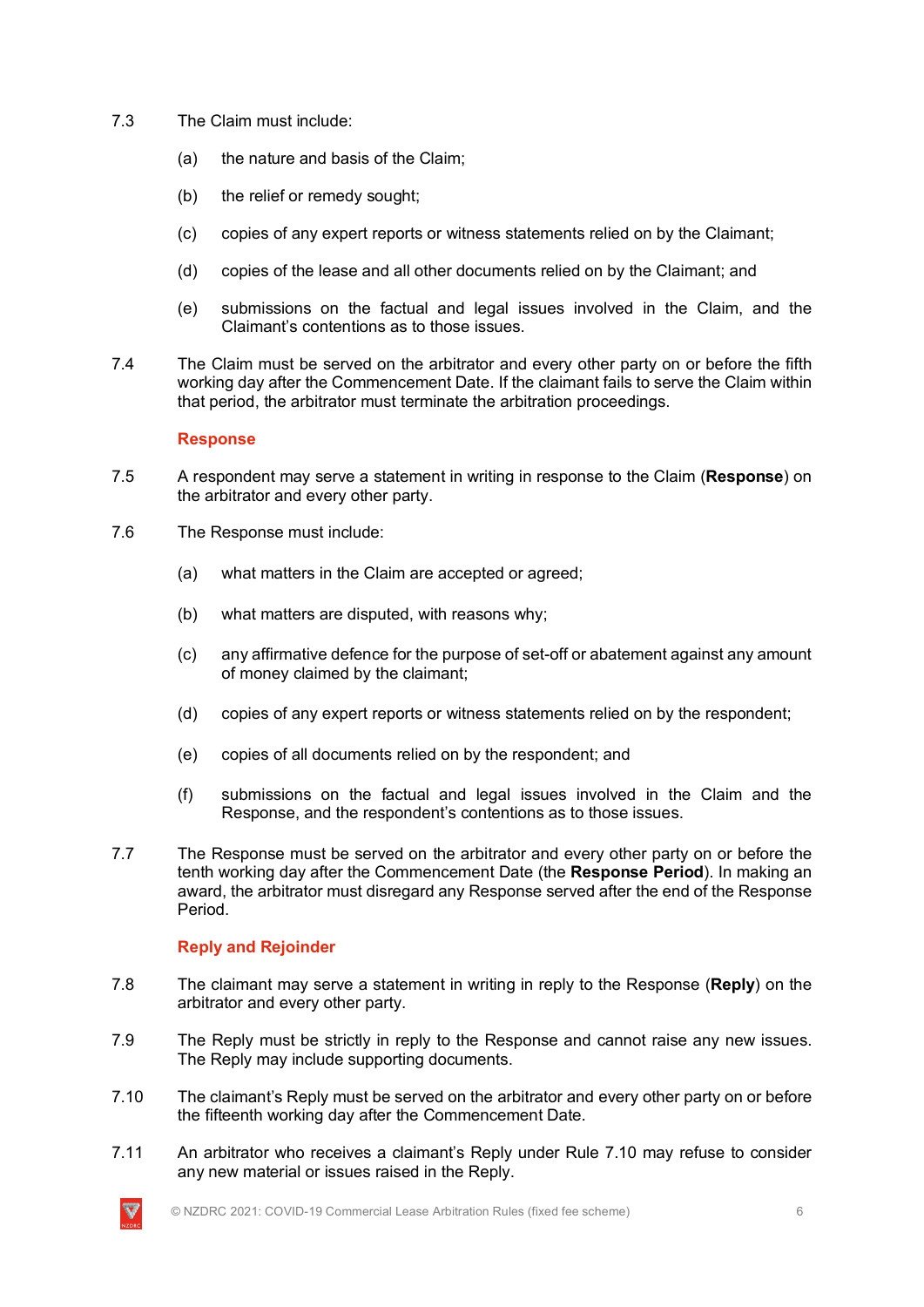7.3 The Claim must include:

(a) the nature and basis of the Claim;

(b) the relief or remedy sought;

(c) copies of any expert reports or witness statements relied on by the Claimant;

(d) copies of the lease and all other documents relied on by the Claimant; and

(e) submissions on the factual and legal issues involved in the Claim, and the Claimant's contentions as to those issues.

7.4 The Claim must be served on the arbitrator and every other party on or before the fifth working day after the Commencement Date. If the claimant fails to serve the Claim within that period, the arbitrator must terminate the arbitration proceedings.

### Response

7.5 A respondent may serve a statement in writing in response to the Claim (**Response**) on the arbitrator and every other party.

7.6 The Response must include:

(a) what matters in the Claim are accepted or agreed;

(b) what matters are disputed, with reasons why;

(c) any affirmative defence for the purpose of set-off or abatement against any amount of money claimed by the claimant;

(d) copies of any expert reports or witness statements relied on by the respondent;

(e) copies of all documents relied on by the respondent; and

(f) submissions on the factual and legal issues involved in the Claim and the Response, and the respondent's contentions as to those issues.

7.7 The Response must be served on the arbitrator and every other party on or before the tenth working day after the Commencement Date (the **Response Period**). In making an award, the arbitrator must disregard any Response served after the end of the Response Period.

### Reply and Rejoinder

7.8 The claimant may serve a statement in writing in reply to the Response (**Reply**) on the arbitrator and every other party.

7.9 The Reply must be strictly in reply to the Response and cannot raise any new issues. The Reply may include supporting documents.

7.10 The claimant's Reply must be served on the arbitrator and every other party on or before the fifteenth working day after the Commencement Date.

7.11 An arbitrator who receives a claimant's Reply under Rule 7.10 may refuse to consider any new material or issues raised in the Reply.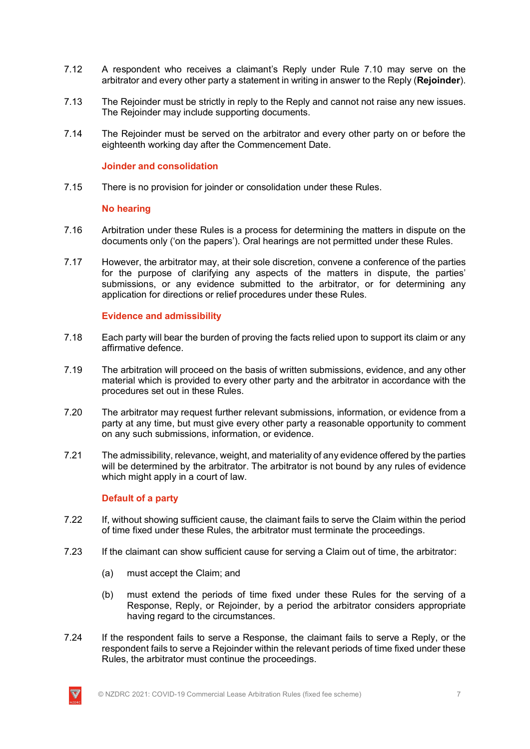7.12 A respondent who receives a claimant's Reply under Rule 7.10 may serve on the arbitrator and every other party a statement in writing in answer to the Reply (**Rejoinder**).

7.13 The Rejoinder must be strictly in reply to the Reply and cannot not raise any new issues. The Rejoinder may include supporting documents.

7.14 The Rejoinder must be served on the arbitrator and every other party on or before the eighteenth working day after the Commencement Date.

### Joinder and consolidation

7.15 There is no provision for joinder or consolidation under these Rules.

### No hearing

7.16 Arbitration under these Rules is a process for determining the matters in dispute on the documents only ('on the papers'). Oral hearings are not permitted under these Rules.

7.17 However, the arbitrator may, at their sole discretion, convene a conference of the parties for the purpose of clarifying any aspects of the matters in dispute, the parties' submissions, or any evidence submitted to the arbitrator, or for determining any application for directions or relief procedures under these Rules.

### Evidence and admissibility

7.18 Each party will bear the burden of proving the facts relied upon to support its claim or any affirmative defence.

7.19 The arbitration will proceed on the basis of written submissions, evidence, and any other material which is provided to every other party and the arbitrator in accordance with the procedures set out in these Rules.

7.20 The arbitrator may request further relevant submissions, information, or evidence from a party at any time, but must give every other party a reasonable opportunity to comment on any such submissions, information, or evidence.

7.21 The admissibility, relevance, weight, and materiality of any evidence offered by the parties will be determined by the arbitrator. The arbitrator is not bound by any rules of evidence which might apply in a court of law.

### Default of a party

7.22 If, without showing sufficient cause, the claimant fails to serve the Claim within the period of time fixed under these Rules, the arbitrator must terminate the proceedings.

7.23 If the claimant can show sufficient cause for serving a Claim out of time, the arbitrator:

(a) must accept the Claim; and

(b) must extend the periods of time fixed under these Rules for the serving of a Response, Reply, or Rejoinder, by a period the arbitrator considers appropriate having regard to the circumstances.

7.24 If the respondent fails to serve a Response, the claimant fails to serve a Reply, or the respondent fails to serve a Rejoinder within the relevant periods of time fixed under these Rules, the arbitrator must continue the proceedings.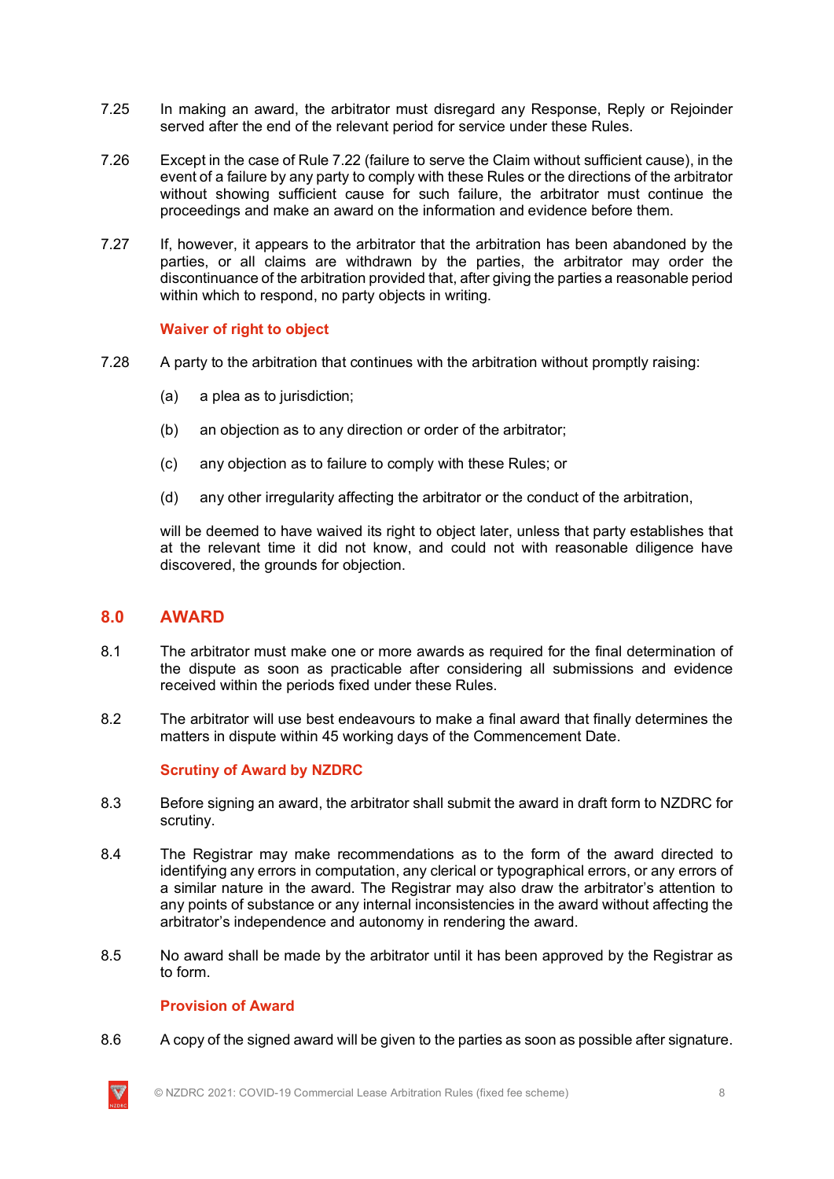7.25 In making an award, the arbitrator must disregard any Response, Reply or Rejoinder served after the end of the relevant period for service under these Rules.

7.26 Except in the case of Rule 7.22 (failure to serve the Claim without sufficient cause), in the event of a failure by any party to comply with these Rules or the directions of the arbitrator without showing sufficient cause for such failure, the arbitrator must continue the proceedings and make an award on the information and evidence before them.

7.27 If, however, it appears to the arbitrator that the arbitration has been abandoned by the parties, or all claims are withdrawn by the parties, the arbitrator may order the discontinuance of the arbitration provided that, after giving the parties a reasonable period within which to respond, no party objects in writing.

### Waiver of right to object

7.28 A party to the arbitration that continues with the arbitration without promptly raising:

(a) a plea as to jurisdiction;

(b) an objection as to any direction or order of the arbitrator;

(c) any objection as to failure to comply with these Rules; or

(d) any other irregularity affecting the arbitrator or the conduct of the arbitration,

will be deemed to have waived its right to object later, unless that party establishes that at the relevant time it did not know, and could not with reasonable diligence have discovered, the grounds for objection.

## 8.0 AWARD

8.1 The arbitrator must make one or more awards as required for the final determination of the dispute as soon as practicable after considering all submissions and evidence received within the periods fixed under these Rules.

8.2 The arbitrator will use best endeavours to make a final award that finally determines the matters in dispute within 45 working days of the Commencement Date.

### Scrutiny of Award by NZDRC

8.3 Before signing an award, the arbitrator shall submit the award in draft form to NZDRC for scrutiny.

8.4 The Registrar may make recommendations as to the form of the award directed to identifying any errors in computation, any clerical or typographical errors, or any errors of a similar nature in the award. The Registrar may also draw the arbitrator's attention to any points of substance or any internal inconsistencies in the award without affecting the arbitrator's independence and autonomy in rendering the award.

8.5 No award shall be made by the arbitrator until it has been approved by the Registrar as to form.

### Provision of Award

8.6 A copy of the signed award will be given to the parties as soon as possible after signature.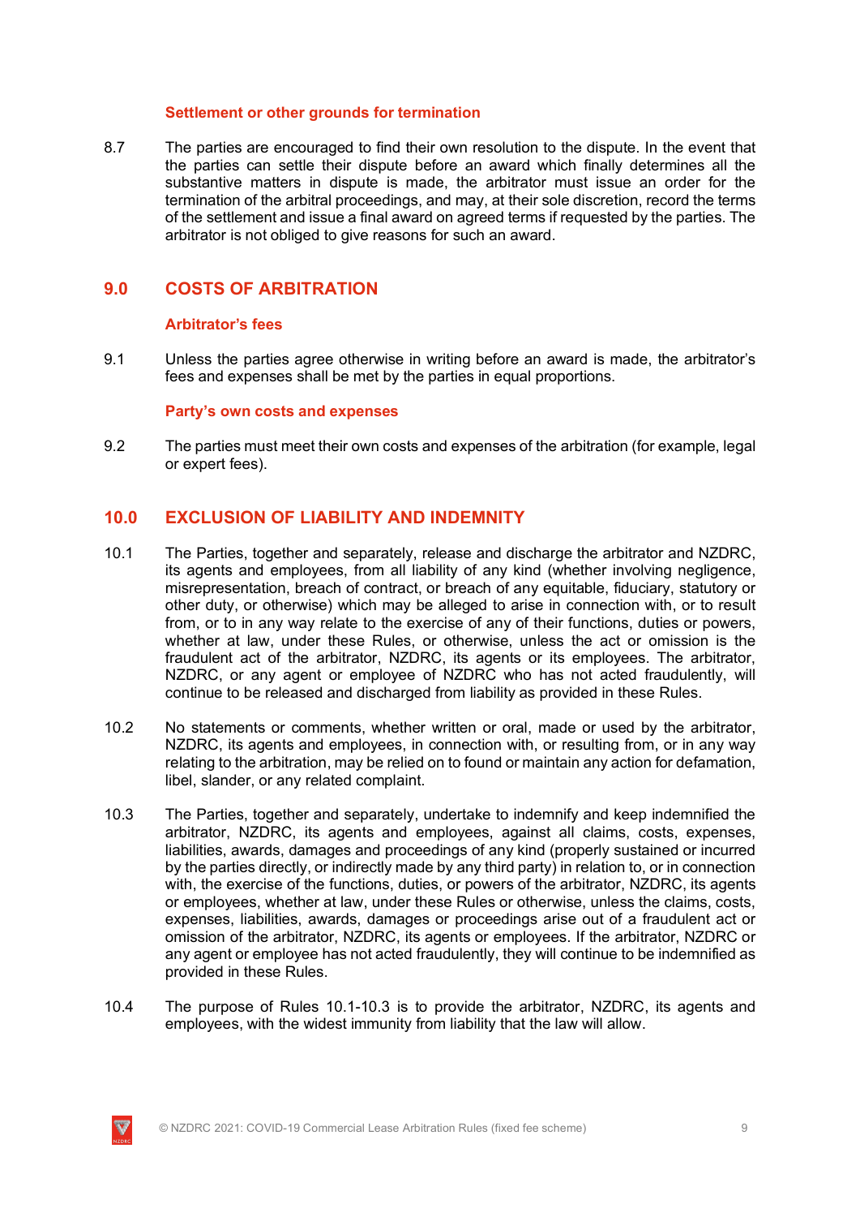### Settlement or other grounds for termination

8.7 The parties are encouraged to find their own resolution to the dispute. In the event that the parties can settle their dispute before an award which finally determines all the substantive matters in dispute is made, the arbitrator must issue an order for the termination of the arbitral proceedings, and may, at their sole discretion, record the terms of the settlement and issue a final award on agreed terms if requested by the parties. The arbitrator is not obliged to give reasons for such an award.

## 9.0 COSTS OF ARBITRATION

### Arbitrator's fees

9.1 Unless the parties agree otherwise in writing before an award is made, the arbitrator's fees and expenses shall be met by the parties in equal proportions.

### Party's own costs and expenses

9.2 The parties must meet their own costs and expenses of the arbitration (for example, legal or expert fees).

## 10.0 EXCLUSION OF LIABILITY AND INDEMNITY

10.1 The Parties, together and separately, release and discharge the arbitrator and NZDRC, its agents and employees, from all liability of any kind (whether involving negligence, misrepresentation, breach of contract, or breach of any equitable, fiduciary, statutory or other duty, or otherwise) which may be alleged to arise in connection with, or to result from, or to in any way relate to the exercise of any of their functions, duties or powers, whether at law, under these Rules, or otherwise, unless the act or omission is the fraudulent act of the arbitrator, NZDRC, its agents or its employees. The arbitrator, NZDRC, or any agent or employee of NZDRC who has not acted fraudulently, will continue to be released and discharged from liability as provided in these Rules.

10.2 No statements or comments, whether written or oral, made or used by the arbitrator, NZDRC, its agents and employees, in connection with, or resulting from, or in any way relating to the arbitration, may be relied on to found or maintain any action for defamation, libel, slander, or any related complaint.

10.3 The Parties, together and separately, undertake to indemnify and keep indemnified the arbitrator, NZDRC, its agents and employees, against all claims, costs, expenses, liabilities, awards, damages and proceedings of any kind (properly sustained or incurred by the parties directly, or indirectly made by any third party) in relation to, or in connection with, the exercise of the functions, duties, or powers of the arbitrator, NZDRC, its agents or employees, whether at law, under these Rules or otherwise, unless the claims, costs, expenses, liabilities, awards, damages or proceedings arise out of a fraudulent act or omission of the arbitrator, NZDRC, its agents or employees. If the arbitrator, NZDRC or any agent or employee has not acted fraudulently, they will continue to be indemnified as provided in these Rules.

10.4 The purpose of Rules 10.1-10.3 is to provide the arbitrator, NZDRC, its agents and employees, with the widest immunity from liability that the law will allow.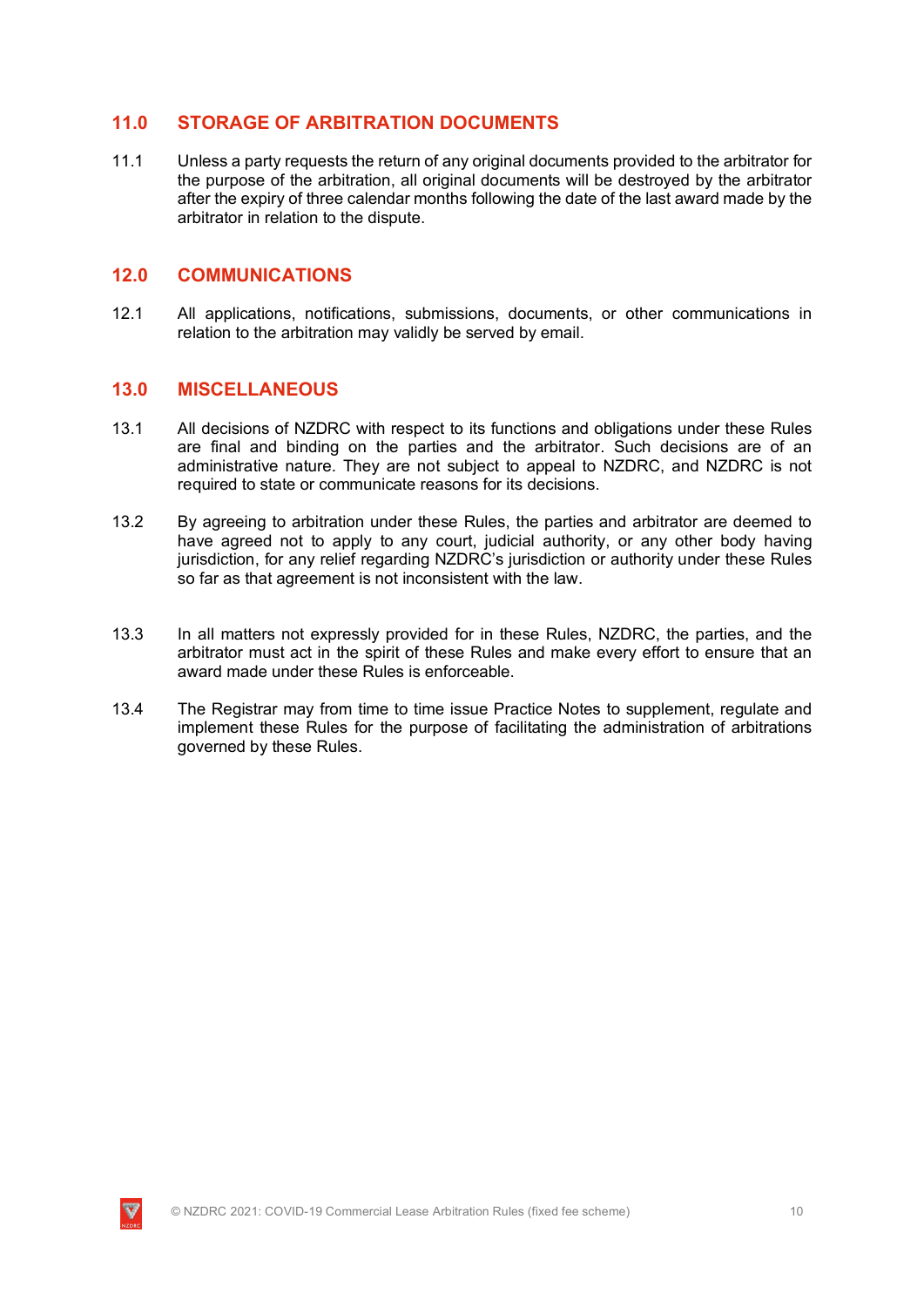## 11.0 STORAGE OF ARBITRATION DOCUMENTS

11.1 Unless a party requests the return of any original documents provided to the arbitrator for the purpose of the arbitration, all original documents will be destroyed by the arbitrator after the expiry of three calendar months following the date of the last award made by the arbitrator in relation to the dispute.

## 12.0 COMMUNICATIONS

12.1 All applications, notifications, submissions, documents, or other communications in relation to the arbitration may validly be served by email.

## 13.0 MISCELLANEOUS

13.1 All decisions of NZDRC with respect to its functions and obligations under these Rules are final and binding on the parties and the arbitrator. Such decisions are of an administrative nature. They are not subject to appeal to NZDRC, and NZDRC is not required to state or communicate reasons for its decisions.

13.2 By agreeing to arbitration under these Rules, the parties and arbitrator are deemed to have agreed not to apply to any court, judicial authority, or any other body having jurisdiction, for any relief regarding NZDRC's jurisdiction or authority under these Rules so far as that agreement is not inconsistent with the law.

13.3 In all matters not expressly provided for in these Rules, NZDRC, the parties, and the arbitrator must act in the spirit of these Rules and make every effort to ensure that an award made under these Rules is enforceable.

13.4 The Registrar may from time to time issue Practice Notes to supplement, regulate and implement these Rules for the purpose of facilitating the administration of arbitrations governed by these Rules.